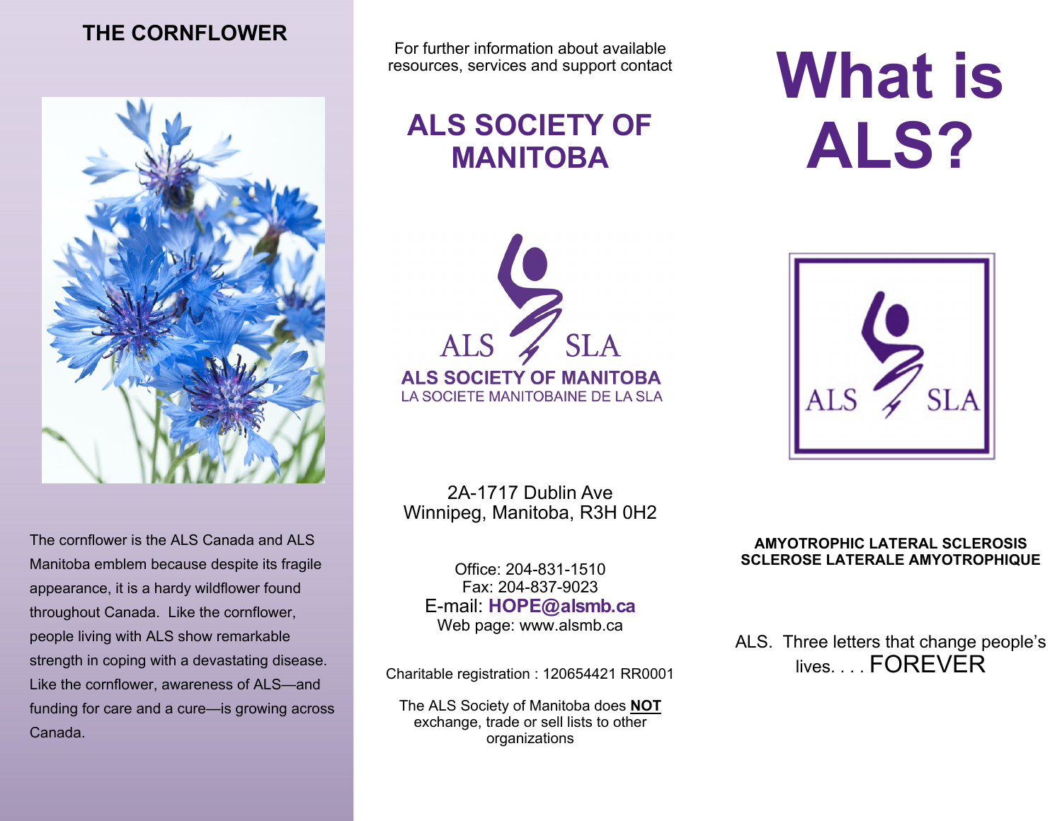## THE CORNFLOWER

The cornflower is the ALS Canada and ALS Manitoba emblem because despite its fragile appearance, it is a hardy wildflower found throughout Canada. Like the cornflower, people living with ALS show remarkable strength in coping with a devastating disease. Like the cornflower, awareness of ALS—and funding for care and a cure—is growing across Canada.

For further information about available resources, services and support contact

## ALS SOCIETY OF MANITOBA

ALS SLA
**ALS SOCIETY OF MANITOBA**
LA SOCIETE MANITOBAINE DE LA SLA

2A-1717 Dublin Ave
Winnipeg, Manitoba, R3H 0H2

Office: 204-831-1510
Fax: 204-837-9023
E-mail: **HOPE@alsmb.ca**
Web page: www.alsmb.ca

Charitable registration : 120654421 RR0001

The ALS Society of Manitoba does **NOT** exchange, trade or sell lists to other organizations

# What is ALS?

ALS SLA

**AMYOTROPHIC LATERAL SCLEROSIS**
**SCLEROSE LATERALE AMYOTROPHIQUE**

ALS. Three letters that change people's lives. . . . FOREVER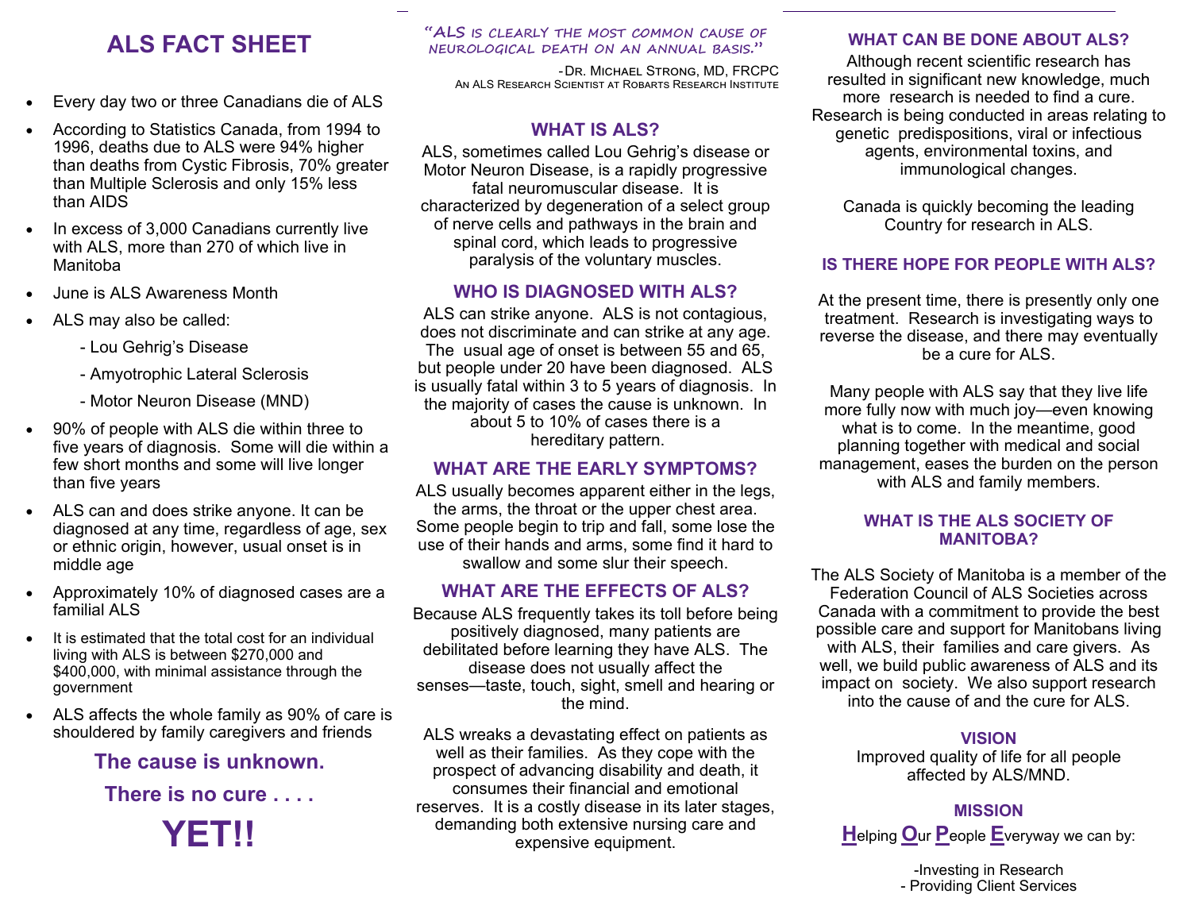# ALS FACT SHEET

- Every day two or three Canadians die of ALS
- According to Statistics Canada, from 1994 to 1996, deaths due to ALS were 94% higher than deaths from Cystic Fibrosis, 70% greater than Multiple Sclerosis and only 15% less than AIDS
- In excess of 3,000 Canadians currently live with ALS, more than 270 of which live in Manitoba
- June is ALS Awareness Month
- ALS may also be called:
  - Lou Gehrig's Disease
  - Amyotrophic Lateral Sclerosis
  - Motor Neuron Disease (MND)
- 90% of people with ALS die within three to five years of diagnosis. Some will die within a few short months and some will live longer than five years
- ALS can and does strike anyone. It can be diagnosed at any time, regardless of age, sex or ethnic origin, however, usual onset is in middle age
- Approximately 10% of diagnosed cases are a familial ALS
- It is estimated that the total cost for an individual living with ALS is between $270,000 and $400,000, with minimal assistance through the government
- ALS affects the whole family as 90% of care is shouldered by family caregivers and friends

**The cause is unknown.**

**There is no cure . . . .**

**YET!!**

*"ALS is clearly the most common cause of neurological death on an annual basis."*

-Dr. Michael Strong, MD, FRCPC
An ALS Research Scientist at Robarts Research Institute

## WHAT IS ALS?

ALS, sometimes called Lou Gehrig's disease or Motor Neuron Disease, is a rapidly progressive fatal neuromuscular disease. It is characterized by degeneration of a select group of nerve cells and pathways in the brain and spinal cord, which leads to progressive paralysis of the voluntary muscles.

## WHO IS DIAGNOSED WITH ALS?

ALS can strike anyone. ALS is not contagious, does not discriminate and can strike at any age. The usual age of onset is between 55 and 65, but people under 20 have been diagnosed. ALS is usually fatal within 3 to 5 years of diagnosis. In the majority of cases the cause is unknown. In about 5 to 10% of cases there is a hereditary pattern.

## WHAT ARE THE EARLY SYMPTOMS?

ALS usually becomes apparent either in the legs, the arms, the throat or the upper chest area. Some people begin to trip and fall, some lose the use of their hands and arms, some find it hard to swallow and some slur their speech.

## WHAT ARE THE EFFECTS OF ALS?

Because ALS frequently takes its toll before being positively diagnosed, many patients are debilitated before learning they have ALS. The disease does not usually affect the senses—taste, touch, sight, smell and hearing or the mind.

ALS wreaks a devastating effect on patients as well as their families. As they cope with the prospect of advancing disability and death, it consumes their financial and emotional reserves. It is a costly disease in its later stages, demanding both extensive nursing care and expensive equipment.

## WHAT CAN BE DONE ABOUT ALS?

Although recent scientific research has resulted in significant new knowledge, much more research is needed to find a cure. Research is being conducted in areas relating to genetic predispositions, viral or infectious agents, environmental toxins, and immunological changes.

Canada is quickly becoming the leading Country for research in ALS.

## IS THERE HOPE FOR PEOPLE WITH ALS?

At the present time, there is presently only one treatment. Research is investigating ways to reverse the disease, and there may eventually be a cure for ALS.

Many people with ALS say that they live life more fully now with much joy—even knowing what is to come. In the meantime, good planning together with medical and social management, eases the burden on the person with ALS and family members.

## WHAT IS THE ALS SOCIETY OF MANITOBA?

The ALS Society of Manitoba is a member of the Federation Council of ALS Societies across Canada with a commitment to provide the best possible care and support for Manitobans living with ALS, their families and care givers. As well, we build public awareness of ALS and its impact on society. We also support research into the cause of and the cure for ALS.

### VISION

Improved quality of life for all people affected by ALS/MND.

### MISSION

**H**elping **O**ur **P**eople **E**veryway we can by:

-Investing in Research
- Providing Client Services